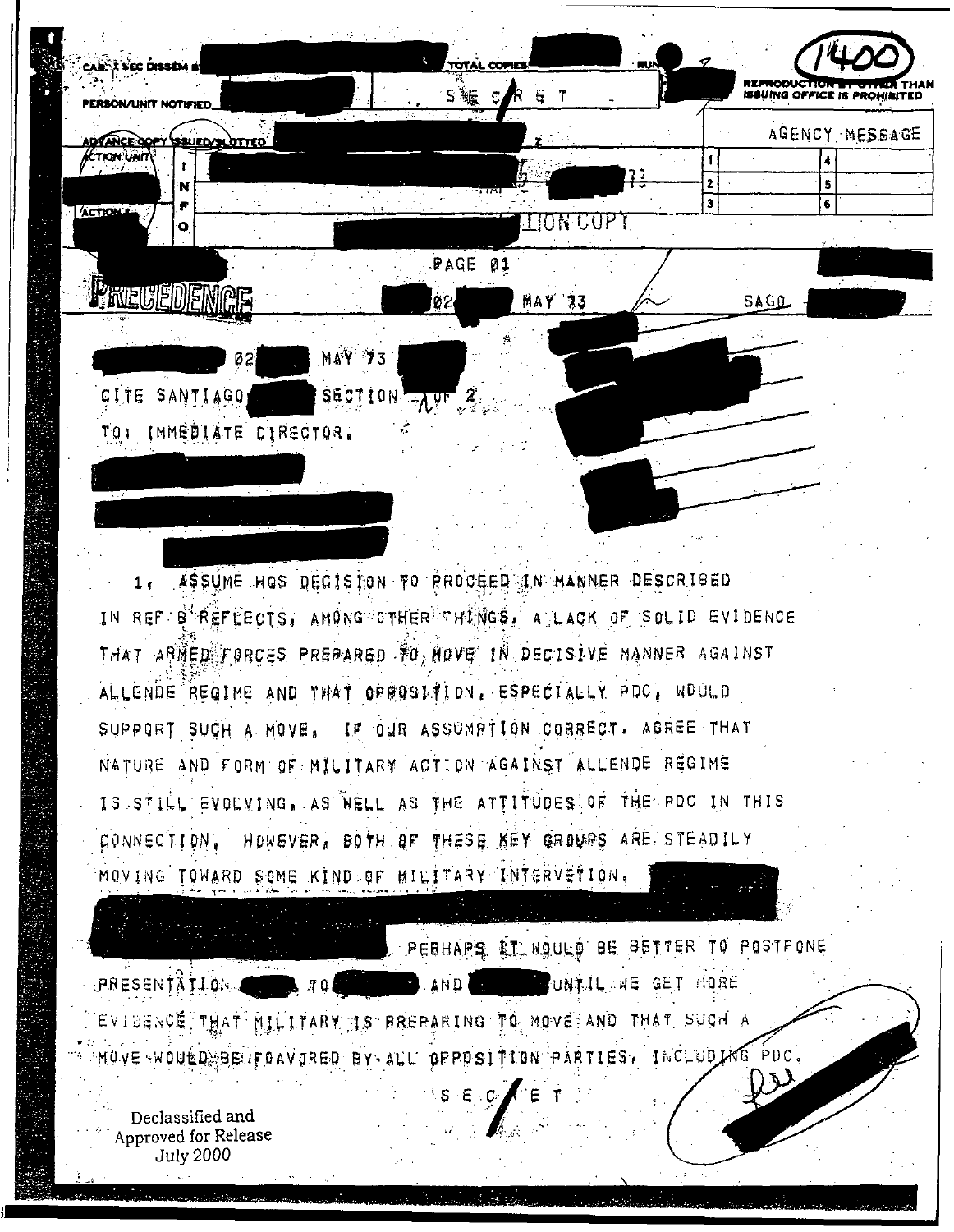CABLE SEC DISSEM BY

TOTAL COPIES

PERSON/UNIT NOTIFIED

S E C R E T

1400

REPRODUCTION BY OTHER THAN ISSUING OFFICE IS PROHIBITED

ADVANCE COPY ISSUED/SLOTTED

ACTION UNIT

ACTION #

INFO

AGENCY MESSAGE

| 1 | | 4 | |
|---|---|---|---|
| 2 | | 5 | |
| 3 | | 6 | |

73

ACTION COPY

PAGE 01

PRECEDENCE

02 MAY 73

SAGO

02 MAY 73

CITE SANTIAGO SECTION 1 OF 2

TO: IMMEDIATE DIRECTOR.

1. ASSUME HQS DECISION TO PROCEED IN MANNER DESCRIBED IN REF B REFLECTS, AMONG OTHER THINGS, A LACK OF SOLID EVIDENCE THAT ARMED FORCES PREPARED TO MOVE IN DECISIVE MANNER AGAINST ALLENDE REGIME AND THAT OPPOSITION, ESPECIALLY PDC, WOULD SUPPORT SUCH A MOVE. IF OUR ASSUMPTION CORRECT, AGREE THAT NATURE AND FORM OF MILITARY ACTION AGAINST ALLENDE REGIME IS STILL EVOLVING, AS WELL AS THE ATTITUDES OF THE PDC IN THIS CONNECTION. HOWEVER, BOTH OF THESE KEY GROUPS ARE STEADILY MOVING TOWARD SOME KIND OF MILITARY INTERVETION.

PERHAPS IT WOULD BE BETTER TO POSTPONE PRESENTATION TO AND UNTIL WE GET MORE EVIDENCE THAT MILITARY IS PREPARING TO MOVE AND THAT SUCH A MOVE WOULD BE FOAVORED BY ALL OPPOSITION PARTIES, INCLUDING PDC.

S E C R E T

Declassified and Approved for Release July 2000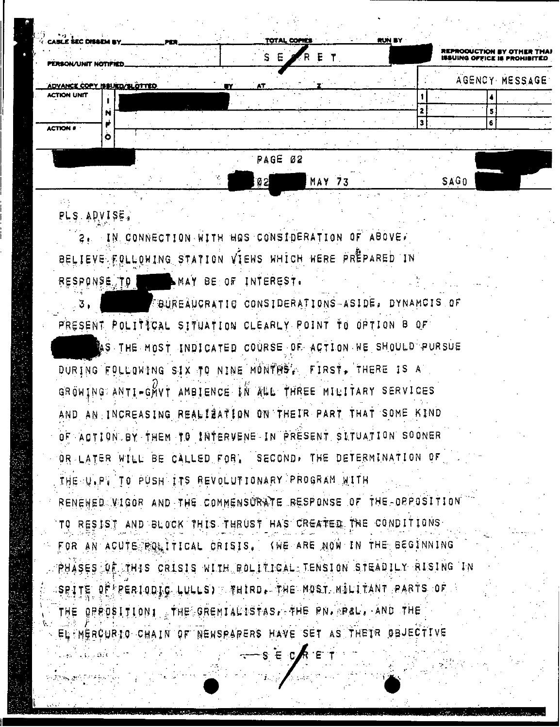CABLE SEC DISSEM BY ______ PER ______ TOTAL COPIES ______ RUN BY

S E C R E T

REPRODUCTION BY OTHER THAN ISSUING OFFICE IS PROHIBITED

PERSON/UNIT NOTIFIED ______

ADVANCE COPY ISSUED/SLOTTED ______ BY ______ AT ______ Z

AGENCY MESSAGE

ACTION UNIT

ACTION #

INFO

PAGE 02

02 MAY 73 SAGO

PLS ADVISE.

2. IN CONNECTION WITH HQS CONSIDERATION OF ABOVE, BELIEVE FOLLOWING STATION VIEWS WHICH WERE PREPARED IN RESPONSE TO [redacted] MAY BE OF INTEREST.

3. [redacted] BUREAUCRATIC CONSIDERATIONS ASIDE, DYNAMCIS OF PRESENT POLITICAL SITUATION CLEARLY POINT TO OPTION B OF [redacted] AS THE MOST INDICATED COURSE OF ACTION WE SHOULD PURSUE DURING FOLLOWING SIX TO NINE MONTHS. FIRST, THERE IS A GROWING ANTI-GOVT AMBIENCE IN ALL THREE MILITARY SERVICES AND AN INCREASING REALIZATION ON THEIR PART THAT SOME KIND OF ACTION BY THEM TO INTERVENE IN PRESENT SITUATION SOONER OR LATER WILL BE CALLED FOR. SECOND, THE DETERMINATION OF THE U.P. TO PUSH ITS REVOLUTIONARY PROGRAM WITH RENEWED VIGOR AND THE COMMENSURATE RESPONSE OF THE OPPOSITION TO RESIST AND BLOCK THIS THRUST HAS CREATED THE CONDITIONS FOR AN ACUTE POLITICAL CRISIS. (WE ARE NOW IN THE BEGINNING PHASES OF THIS CRISIS WITH POLITICAL TENSION STEADILY RISING IN SPITE OF PERIODIC LULLS) THIRD, THE MOST MILITANT PARTS OF THE OPPOSITION: THE GREMIALISTAS, THE PN, P&L, AND THE EL MERCURIO CHAIN OF NEWSPAPERS HAVE SET AS THEIR OBJECTIVE

S E C R E T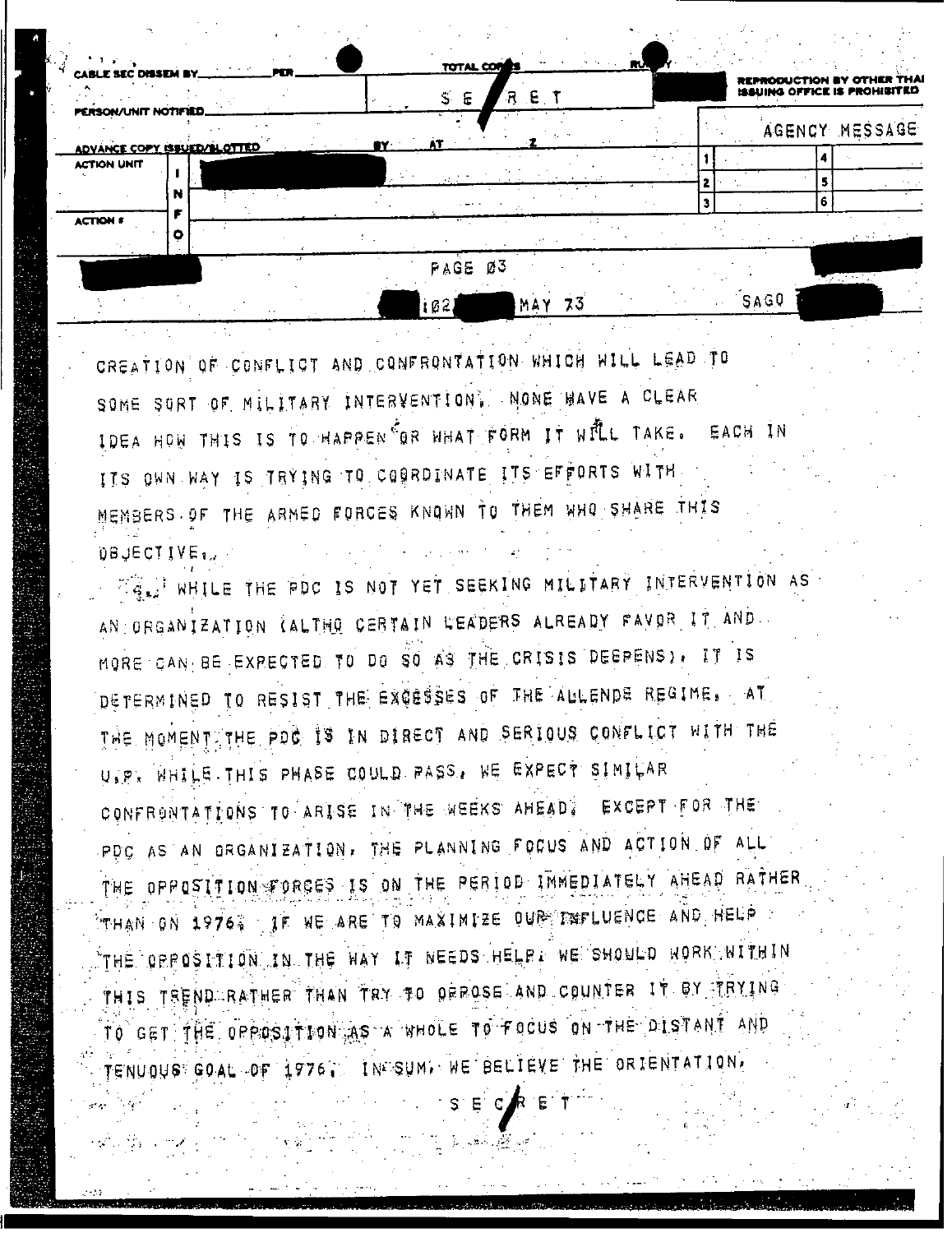CABLE SEC DISSEM BY \_\_\_\_\_\_\_\_ PER \_\_\_\_\_\_\_\_ TOTAL COPIES RUN BY

SECRET

REPRODUCTION BY OTHER THAN ISSUING OFFICE IS PROHIBITED

PERSON/UNIT NOTIFIED \_\_\_\_\_\_\_\_

AGENCY MESSAGE

ADVANCE COPY ISSUED/SLOTTED BY AT Z

ACTION UNIT

INFO

ACTION #

PAGE 03

102 MAY 73 SAGO

CREATION OF CONFLICT AND CONFRONTATION WHICH WILL LEAD TO SOME SORT OF MILITARY INTERVENTION. NONE HAVE A CLEAR IDEA HOW THIS IS TO HAPPEN OR WHAT FORM IT WILL TAKE. EACH IN ITS OWN WAY IS TRYING TO COORDINATE ITS EFFORTS WITH MEMBERS OF THE ARMED FORCES KNOWN TO THEM WHO SHARE THIS OBJECTIVE.

5. WHILE THE PDC IS NOT YET SEEKING MILITARY INTERVENTION AS AN ORGANIZATION (ALTHO CERTAIN LEADERS ALREADY FAVOR IT AND MORE CAN BE EXPECTED TO DO SO AS THE CRISIS DEEPENS), IT IS DETERMINED TO RESIST THE EXCESSES OF THE ALLENDE REGIME. AT THE MOMENT THE PDC IS IN DIRECT AND SERIOUS CONFLICT WITH THE U.P. WHILE THIS PHASE COULD PASS, WE EXPECT SIMILAR CONFRONTATIONS TO ARISE IN THE WEEKS AHEAD. EXCEPT FOR THE PDC AS AN ORGANIZATION, THE PLANNING FOCUS AND ACTION OF ALL THE OPPOSITION FORCES IS ON THE PERIOD IMMEDIATELY AHEAD RATHER THAN ON 1976. IF WE ARE TO MAXIMIZE OUR INFLUENCE AND HELP THE OPPOSITION IN THE WAY IT NEEDS HELP, WE SHOULD WORK WITHIN THIS TREND RATHER THAN TRY TO OPPOSE AND COUNTER IT BY TRYING TO GET THE OPPOSITION AS A WHOLE TO FOCUS ON THE DISTANT AND TENUOUS GOAL OF 1976. IN SUM, WE BELIEVE THE ORIENTATION,

SECRET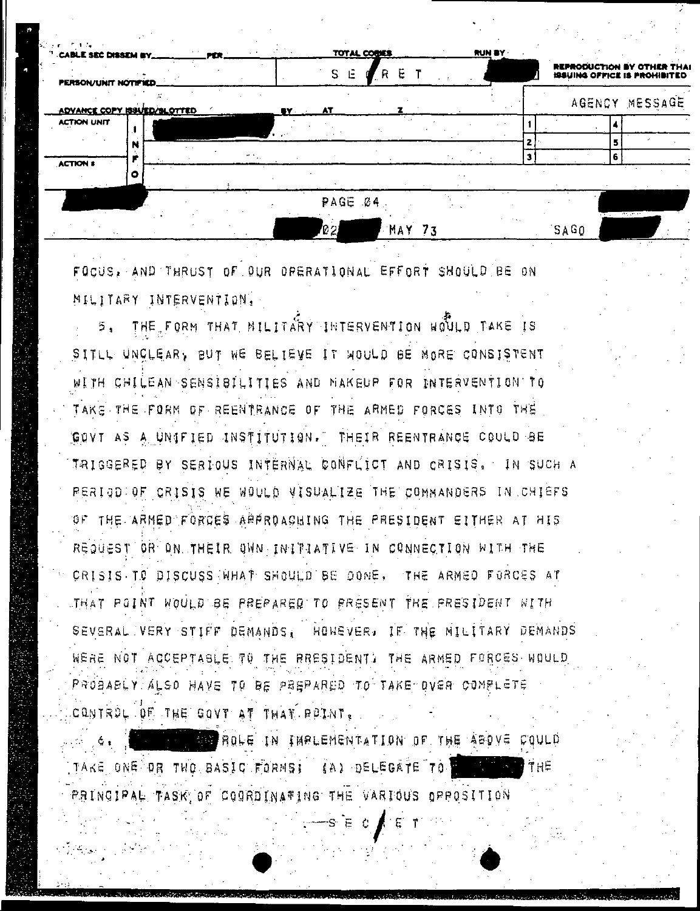SECRET

AGENCY MESSAGE

PAGE 04

02 MAY 73

SAGO

FOCUS, AND THRUST OF OUR OPERATIONAL EFFORT SHOULD BE ON MILITARY INTERVENTION.

5. THE FORM THAT MILITARY INTERVENTION WOULD TAKE IS SITLL UNCLEAR, BUT WE BELIEVE IT WOULD BE MORE CONSISTENT WITH CHILEAN SENSIBILITIES AND MAKEUP FOR INTERVENTION TO TAKE THE FORM OF REENTRANCE OF THE ARMED FORCES INTO THE GOVT AS A UNIFIED INSTITUTION. THEIR REENTRANCE COULD BE TRIGGERED BY SERIOUS INTERNAL CONFLICT AND CRISIS. IN SUCH A PERIOD OF CRISIS WE WOULD VISUALIZE THE COMMANDERS IN CHIEFS OF THE ARMED FORCES APPROACHING THE PRESIDENT EITHER AT HIS REQUEST OR ON THEIR OWN INITIATIVE IN CONNECTION WITH THE CRISIS TO DISCUSS WHAT SHOULD BE DONE. THE ARMED FORCES AT THAT POINT WOULD BE PREPARED TO PRESENT THE PRESIDENT WITH SEVERAL VERY STIFF DEMANDS. HOWEVER, IF THE MILITARY DEMANDS WERE NOT ACCEPTABLE TO THE PRESIDENT, THE ARMED FORCES WOULD PROBABLY ALSO HAVE TO BE PREPARED TO TAKE OVER COMPLETE CONTROL OF THE GOVT AT THAT POINT.

6. ROLE IN IMPLEMENTATION OF THE ABOVE COULD TAKE ONE OR TWO BASIC FORMS: (A) DELEGATE TO THE PRINCIPAL TASK OF COORDINATING THE VARIOUS OPPOSITION

SECRET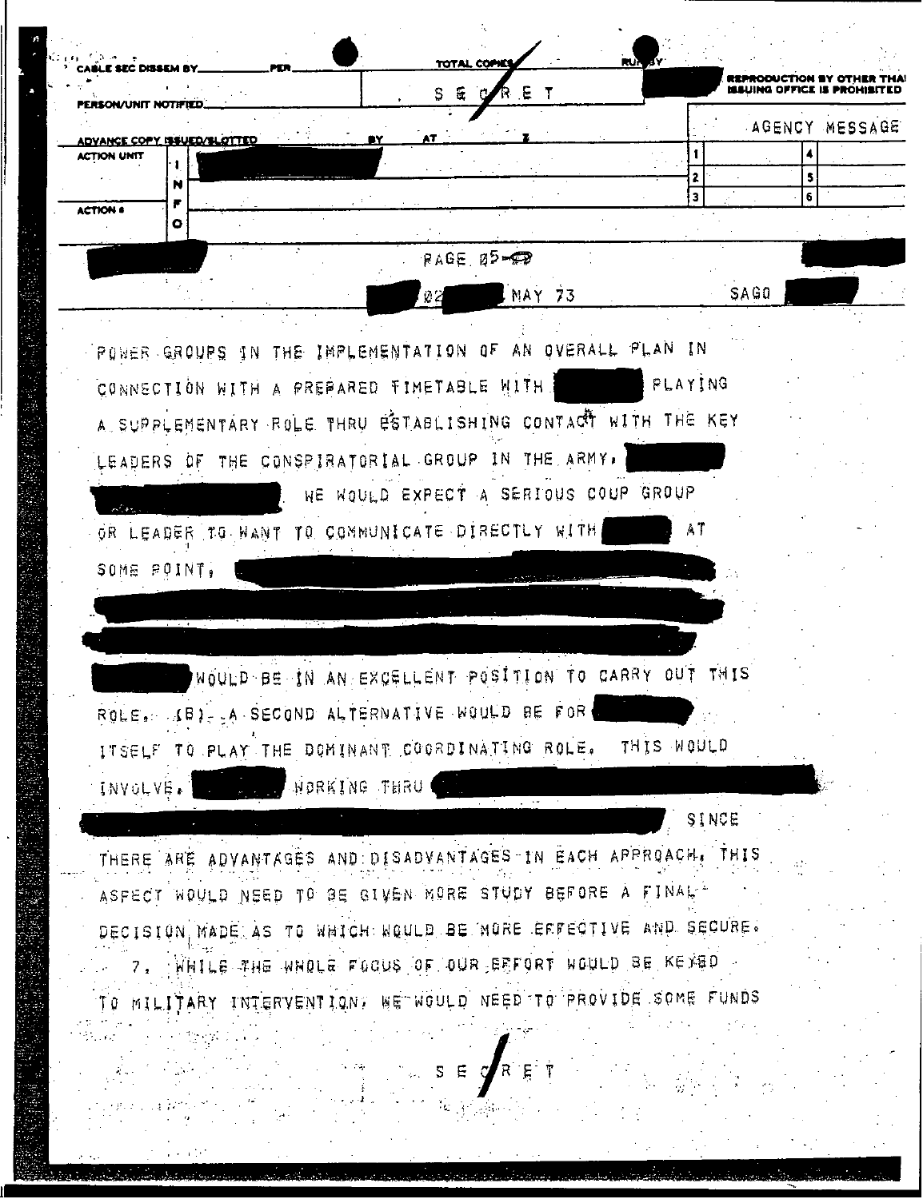CABLE SEC DISSEM BY ______ PER ______ TOTAL COPIES ______ RUN BY

PERSON/UNIT NOTIFIED ______

SECRET

REPRODUCTION BY OTHER THAN ISSUING OFFICE IS PROHIBITED

ADVANCE COPY ISSUED/SLOTTED ______ BY ______ AT ______ Z

AGENCY MESSAGE

ACTION UNIT

ACTION #

INFO

PAGE 05-

02 MAY 73 SAGO

POWER GROUPS IN THE IMPLEMENTATION OF AN OVERALL PLAN IN CONNECTION WITH A PREPARED TIMETABLE WITH ██████ PLAYING A SUPPLEMENTARY ROLE THRU ESTABLISHING CONTACT WITH THE KEY LEADERS OF THE CONSPIRATORIAL GROUP IN THE ARMY, ██████ ██████. WE WOULD EXPECT A SERIOUS COUP GROUP OR LEADER TO WANT TO COMMUNICATE DIRECTLY WITH ██████ AT SOME POINT, ██████ ██████ ██████ ██████ WOULD BE IN AN EXCELLENT POSITION TO CARRY OUT THIS ROLE. (B) A SECOND ALTERNATIVE WOULD BE FOR ██████ ITSELF TO PLAY THE DOMINANT COORDINATING ROLE. THIS WOULD INVOLVE, ██████ WORKING THRU ██████ ██████ SINCE THERE ARE ADVANTAGES AND DISADVANTAGES IN EACH APPROACH, THIS ASPECT WOULD NEED TO BE GIVEN MORE STUDY BEFORE A FINAL DECISION MADE AS TO WHICH WOULD BE MORE EFFECTIVE AND SECURE.

7. WHILE THE WHOLE FOCUS OF OUR EFFORT WOULD BE KEYED TO MILITARY INTERVENTION, WE WOULD NEED TO PROVIDE SOME FUNDS

SECRET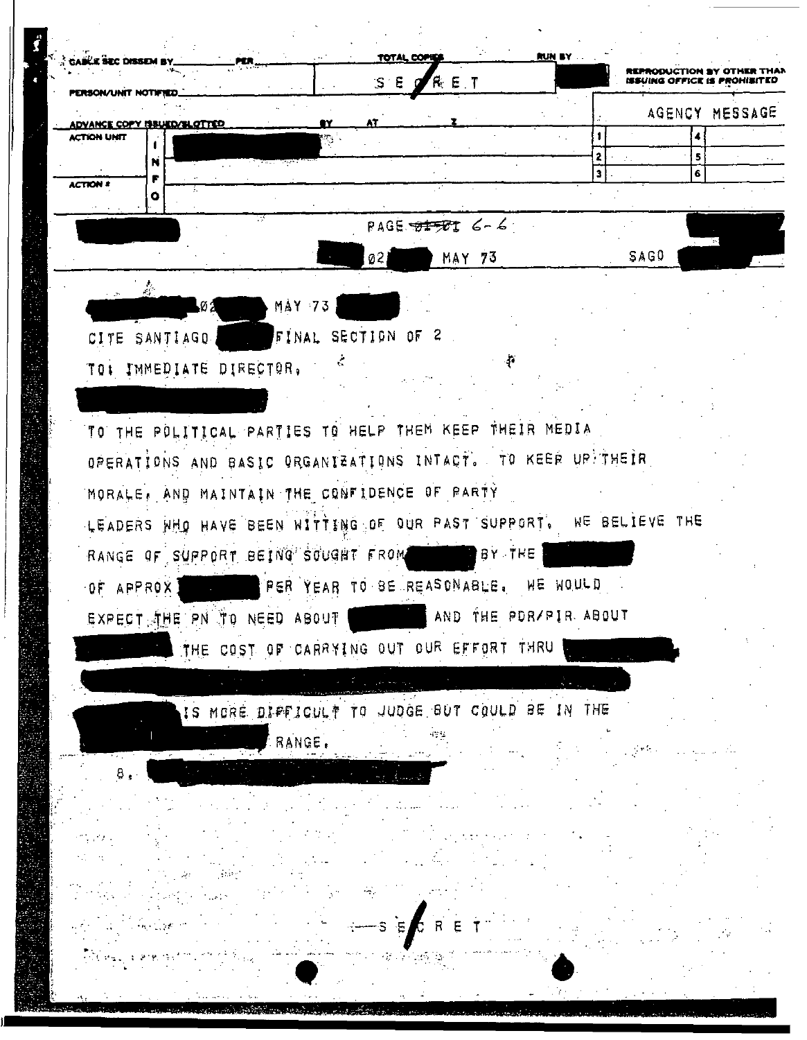CABLE SEC DISSEM BY ______ PER ______

PERSON/UNIT NOTIFIED ______

TOTAL COPIES

SECRET

RUN BY

REPRODUCTION BY OTHER THAN ISSUING OFFICE IS PROHIBITED

AGENCY MESSAGE

ADVANCE COPY ISSUED/SLOTTED ______ BY ______ AT ______ Z

ACTION UNIT

INFO

ACTION #

PAGE ~~01-01~~ 6-6

02 MAY 73 SAGO

02 MAY 73

CITE SANTIAGO FINAL SECTION OF 2

TO: IMMEDIATE DIRECTOR,

TO THE POLITICAL PARTIES TO HELP THEM KEEP THEIR MEDIA OPERATIONS AND BASIC ORGANIZATIONS INTACT. TO KEEP UP THEIR MORALE, AND MAINTAIN THE CONFIDENCE OF PARTY LEADERS WHO HAVE BEEN WITTING OF OUR PAST SUPPORT. WE BELIEVE THE RANGE OF SUPPORT BEING SOUGHT FROM BY THE OF APPROX PER YEAR TO BE REASONABLE. WE WOULD EXPECT THE PN TO NEED ABOUT AND THE PDR/PIR ABOUT THE COST OF CARRYING OUT OUR EFFORT THRU IS MORE DIFFICULT TO JUDGE BUT COULD BE IN THE RANGE.

8.

SECRET